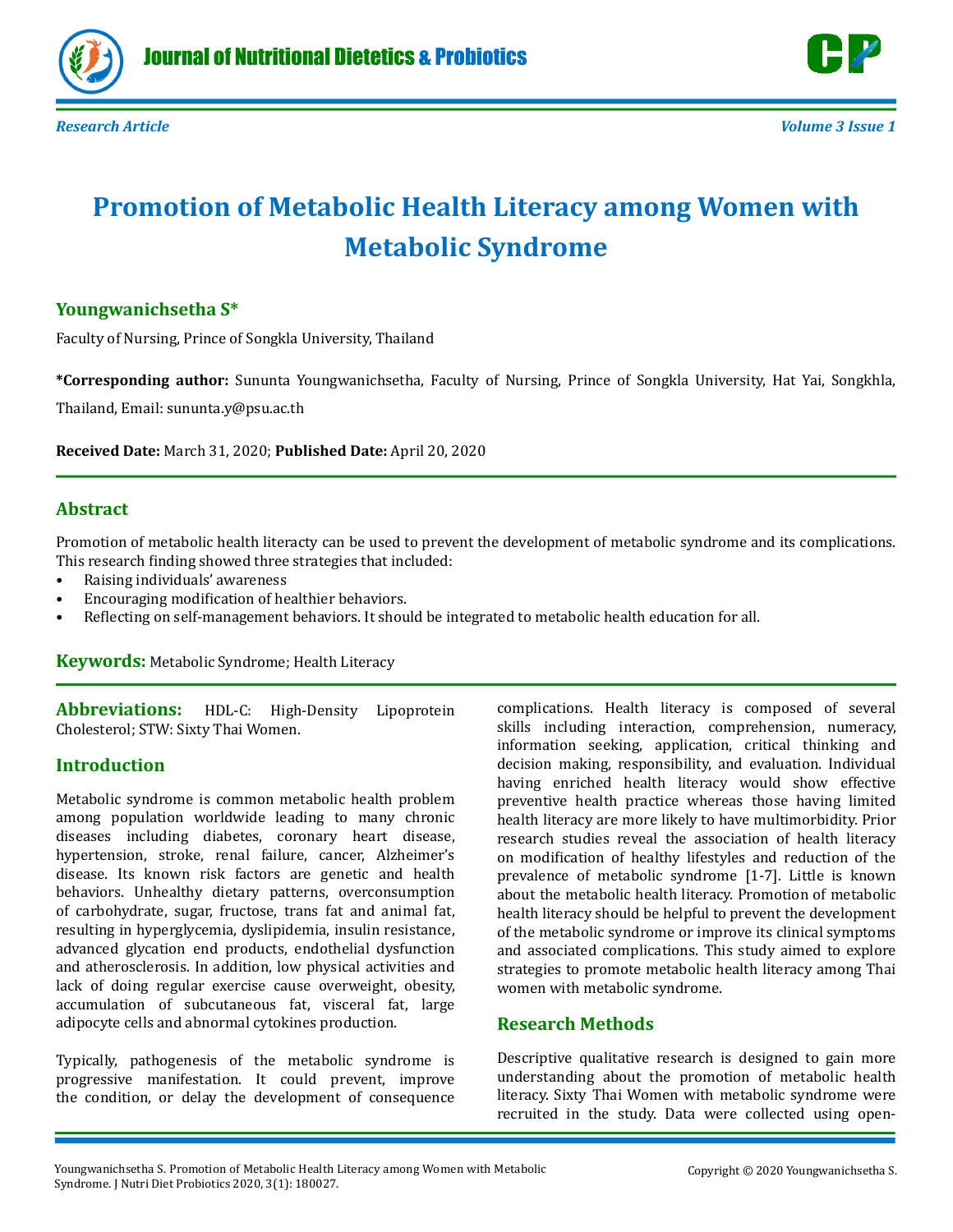# Promotion of Metabolic Health Literacy among Women with Metabolic Syndrome

**Youngwanichsetha S\***

Faculty of Nursing, Prince of Songkla University, Thailand

**\*Corresponding author:** Sununta Youngwanichsetha, Faculty of Nursing, Prince of Songkla University, Hat Yai, Songkhla, Thailand, Email: sununta.y@psu.ac.th

**Received Date:** March 31, 2020; **Published Date:** April 20, 2020

## Abstract

Promotion of metabolic health literacty can be used to prevent the development of metabolic syndrome and its complications. This research finding showed three strategies that included:

- Raising individuals' awareness
- Encouraging modification of healthier behaviors.
- Reflecting on self-management behaviors. It should be integrated to metabolic health education for all.

**Keywords:** Metabolic Syndrome; Health Literacy

**Abbreviations:** HDL-C: High-Density Lipoprotein Cholesterol; STW: Sixty Thai Women.

## Introduction

Metabolic syndrome is common metabolic health problem among population worldwide leading to many chronic diseases including diabetes, coronary heart disease, hypertension, stroke, renal failure, cancer, Alzheimer's disease. Its known risk factors are genetic and health behaviors. Unhealthy dietary patterns, overconsumption of carbohydrate, sugar, fructose, trans fat and animal fat, resulting in hyperglycemia, dyslipidemia, insulin resistance, advanced glycation end products, endothelial dysfunction and atherosclerosis. In addition, low physical activities and lack of doing regular exercise cause overweight, obesity, accumulation of subcutaneous fat, visceral fat, large adipocyte cells and abnormal cytokines production.

Typically, pathogenesis of the metabolic syndrome is progressive manifestation. It could prevent, improve the condition, or delay the development of consequence complications. Health literacy is composed of several skills including interaction, comprehension, numeracy, information seeking, application, critical thinking and decision making, responsibility, and evaluation. Individual having enriched health literacy would show effective preventive health practice whereas those having limited health literacy are more likely to have multimorbidity. Prior research studies reveal the association of health literacy on modification of healthy lifestyles and reduction of the prevalence of metabolic syndrome [1-7]. Little is known about the metabolic health literacy. Promotion of metabolic health literacy should be helpful to prevent the development of the metabolic syndrome or improve its clinical symptoms and associated complications. This study aimed to explore strategies to promote metabolic health literacy among Thai women with metabolic syndrome.

## Research Methods

Descriptive qualitative research is designed to gain more understanding about the promotion of metabolic health literacy. Sixty Thai Women with metabolic syndrome were recruited in the study. Data were collected using open-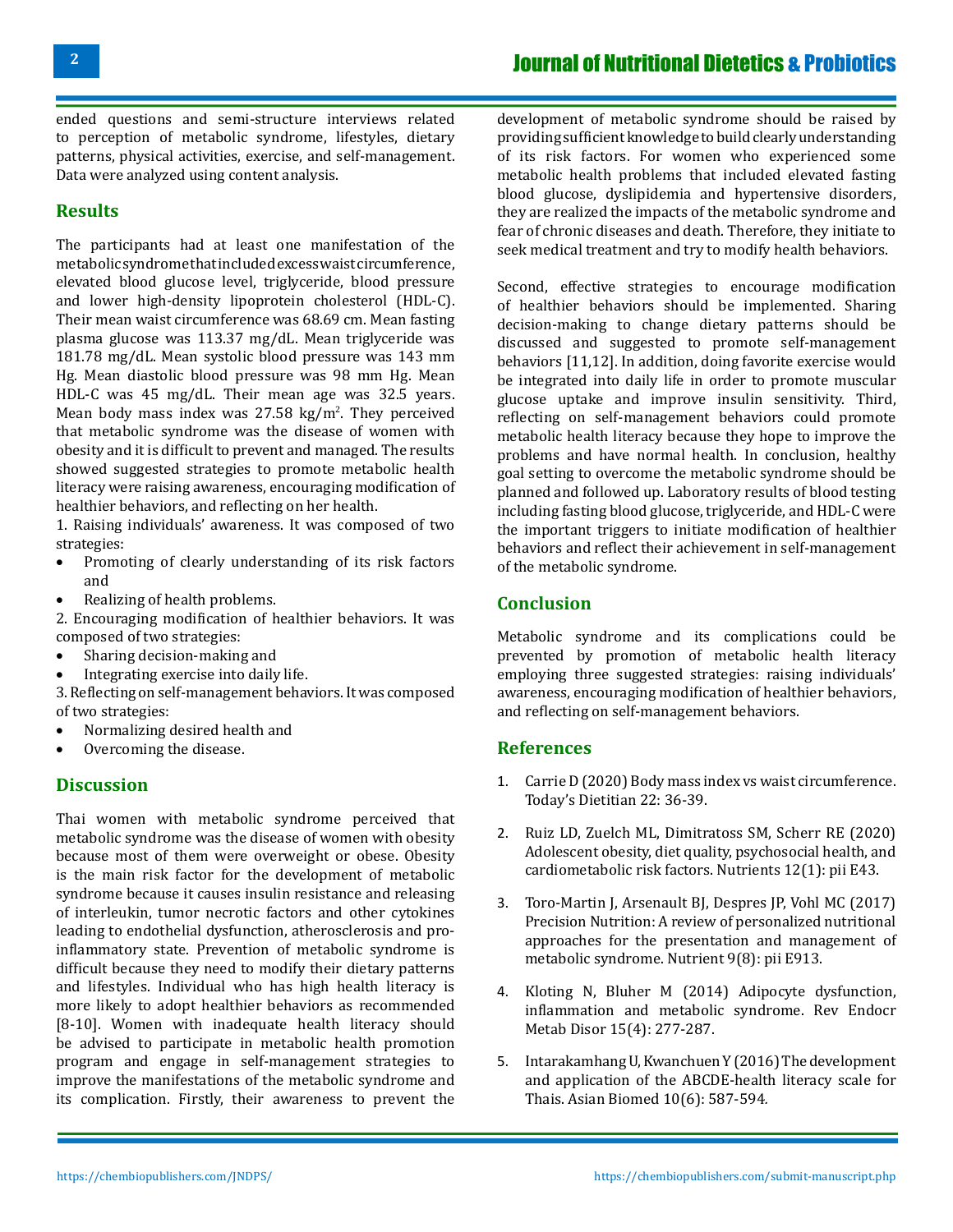ended questions and semi-structure interviews related to perception of metabolic syndrome, lifestyles, dietary patterns, physical activities, exercise, and self-management. Data were analyzed using content analysis.

## Results

The participants had at least one manifestation of the metabolic syndrome that included excess waist circumference, elevated blood glucose level, triglyceride, blood pressure and lower high-density lipoprotein cholesterol (HDL-C). Their mean waist circumference was 68.69 cm. Mean fasting plasma glucose was 113.37 mg/dL. Mean triglyceride was 181.78 mg/dL. Mean systolic blood pressure was 143 mm Hg. Mean diastolic blood pressure was 98 mm Hg. Mean HDL-C was 45 mg/dL. Their mean age was 32.5 years. Mean body mass index was 27.58 kg/m$^2$. They perceived that metabolic syndrome was the disease of women with obesity and it is difficult to prevent and managed. The results showed suggested strategies to promote metabolic health literacy were raising awareness, encouraging modification of healthier behaviors, and reflecting on her health.

1. Raising individuals' awareness. It was composed of two strategies:

- Promoting of clearly understanding of its risk factors and
- Realizing of health problems.

2. Encouraging modification of healthier behaviors. It was composed of two strategies:

- Sharing decision-making and
- Integrating exercise into daily life.

3. Reflecting on self-management behaviors. It was composed of two strategies:

- Normalizing desired health and
- Overcoming the disease.

## Discussion

Thai women with metabolic syndrome perceived that metabolic syndrome was the disease of women with obesity because most of them were overweight or obese. Obesity is the main risk factor for the development of metabolic syndrome because it causes insulin resistance and releasing of interleukin, tumor necrotic factors and other cytokines leading to endothelial dysfunction, atherosclerosis and pro-inflammatory state. Prevention of metabolic syndrome is difficult because they need to modify their dietary patterns and lifestyles. Individual who has high health literacy is more likely to adopt healthier behaviors as recommended [8-10]. Women with inadequate health literacy should be advised to participate in metabolic health promotion program and engage in self-management strategies to improve the manifestations of the metabolic syndrome and its complication. Firstly, their awareness to prevent the development of metabolic syndrome should be raised by providing sufficient knowledge to build clearly understanding of its risk factors. For women who experienced some metabolic health problems that included elevated fasting blood glucose, dyslipidemia and hypertensive disorders, they are realized the impacts of the metabolic syndrome and fear of chronic diseases and death. Therefore, they initiate to seek medical treatment and try to modify health behaviors.

Second, effective strategies to encourage modification of healthier behaviors should be implemented. Sharing decision-making to change dietary patterns should be discussed and suggested to promote self-management behaviors [11,12]. In addition, doing favorite exercise would be integrated into daily life in order to promote muscular glucose uptake and improve insulin sensitivity. Third, reflecting on self-management behaviors could promote metabolic health literacy because they hope to improve the problems and have normal health. In conclusion, healthy goal setting to overcome the metabolic syndrome should be planned and followed up. Laboratory results of blood testing including fasting blood glucose, triglyceride, and HDL-C were the important triggers to initiate modification of healthier behaviors and reflect their achievement in self-management of the metabolic syndrome.

## Conclusion

Metabolic syndrome and its complications could be prevented by promotion of metabolic health literacy employing three suggested strategies: raising individuals' awareness, encouraging modification of healthier behaviors, and reflecting on self-management behaviors.

## References

1. Carrie D (2020) Body mass index vs waist circumference. Today's Dietitian 22: 36-39.
2. Ruiz LD, Zuelch ML, Dimitratoss SM, Scherr RE (2020) Adolescent obesity, diet quality, psychosocial health, and cardiometabolic risk factors. Nutrients 12(1): pii E43.
3. Toro-Martin J, Arsenault BJ, Despres JP, Vohl MC (2017) Precision Nutrition: A review of personalized nutritional approaches for the presentation and management of metabolic syndrome. Nutrient 9(8): pii E913.
4. Kloting N, Bluher M (2014) Adipocyte dysfunction, inflammation and metabolic syndrome. Rev Endocr Metab Disor 15(4): 277-287.
5. Intarakamhang U, Kwanchuen Y (2016) The development and application of the ABCDE-health literacy scale for Thais. Asian Biomed 10(6): 587-594.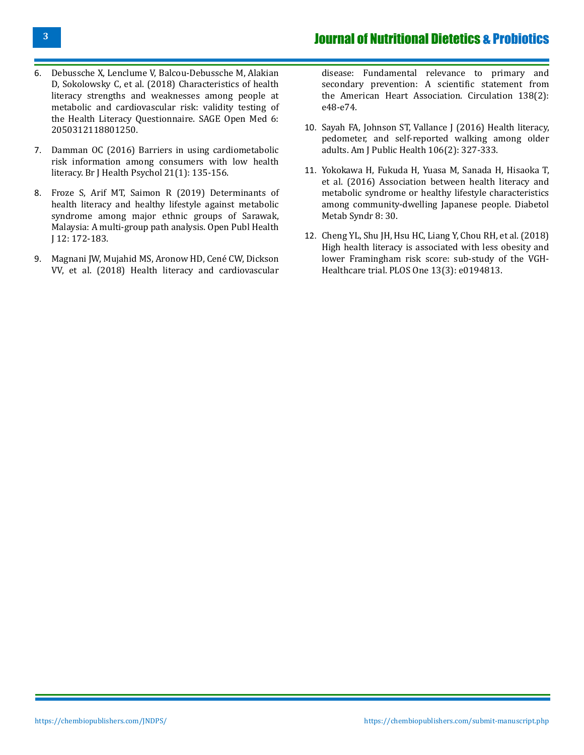6. Debussche X, Lenclume V, Balcou-Debussche M, Alakian D, Sokolowsky C, et al. (2018) Characteristics of health literacy strengths and weaknesses among people at metabolic and cardiovascular risk: validity testing of the Health Literacy Questionnaire. SAGE Open Med 6: 2050312118801250.

7. Damman OC (2016) Barriers in using cardiometabolic risk information among consumers with low health literacy. Br J Health Psychol 21(1): 135-156.

8. Froze S, Arif MT, Saimon R (2019) Determinants of health literacy and healthy lifestyle against metabolic syndrome among major ethnic groups of Sarawak, Malaysia: A multi-group path analysis. Open Publ Health J 12: 172-183.

9. Magnani JW, Mujahid MS, Aronow HD, Cené CW, Dickson VV, et al. (2018) Health literacy and cardiovascular disease: Fundamental relevance to primary and secondary prevention: A scientific statement from the American Heart Association. Circulation 138(2): e48-e74.

10. Sayah FA, Johnson ST, Vallance J (2016) Health literacy, pedometer, and self-reported walking among older adults. Am J Public Health 106(2): 327-333.

11. Yokokawa H, Fukuda H, Yuasa M, Sanada H, Hisaoka T, et al. (2016) Association between health literacy and metabolic syndrome or healthy lifestyle characteristics among community-dwelling Japanese people. Diabetol Metab Syndr 8: 30.

12. Cheng YL, Shu JH, Hsu HC, Liang Y, Chou RH, et al. (2018) High health literacy is associated with less obesity and lower Framingham risk score: sub-study of the VGH-Healthcare trial. PLOS One 13(3): e0194813.